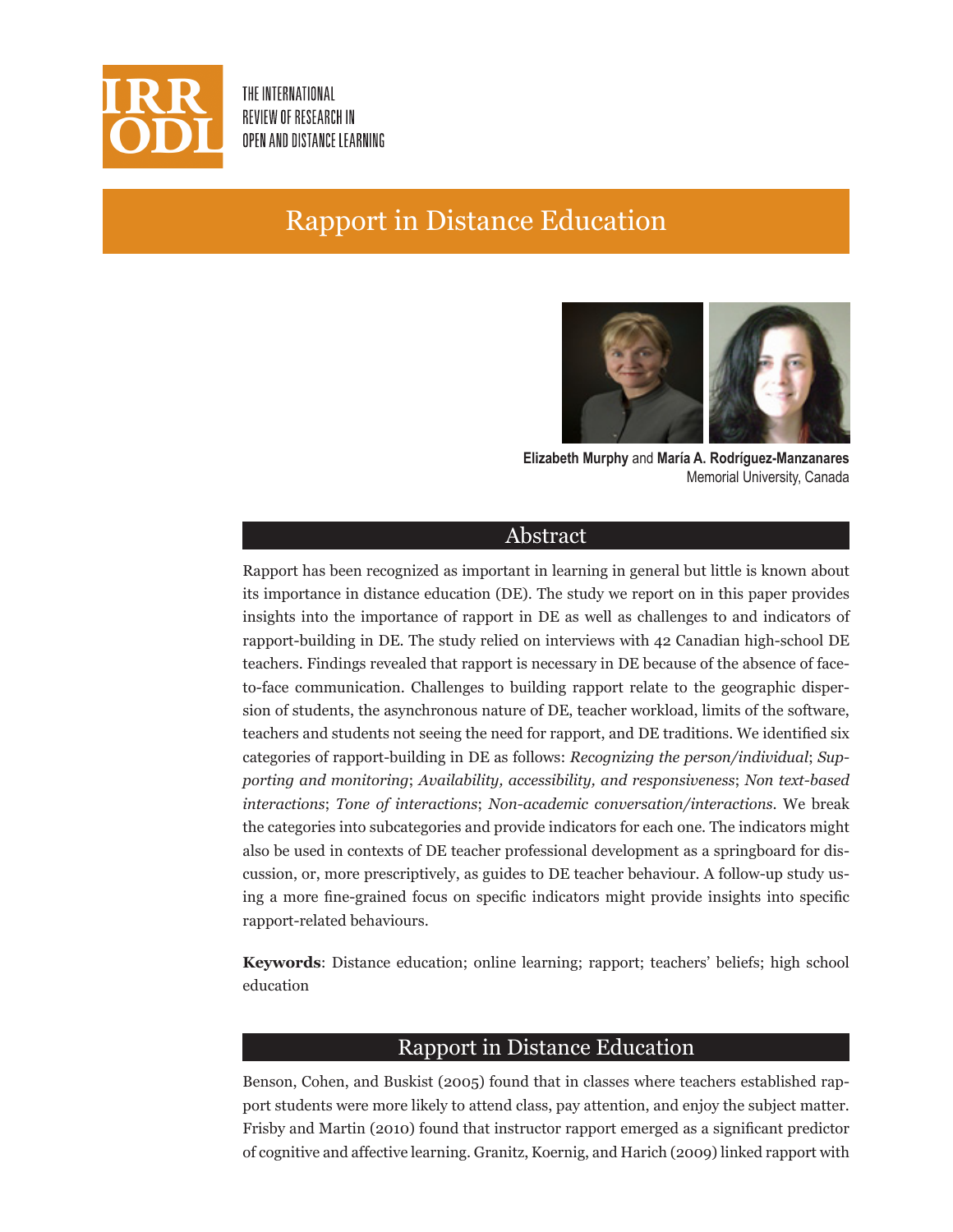THE INTERNATIONAL REVIEW OF RESEARCH IN OPEN AND DISTANCE LEARNING

# Rapport in Distance Education

**Elizabeth Murphy** and **María A. Rodríguez-Manzanares**
Memorial University, Canada

## Abstract

Rapport has been recognized as important in learning in general but little is known about its importance in distance education (DE). The study we report on in this paper provides insights into the importance of rapport in DE as well as challenges to and indicators of rapport-building in DE. The study relied on interviews with 42 Canadian high-school DE teachers. Findings revealed that rapport is necessary in DE because of the absence of face-to-face communication. Challenges to building rapport relate to the geographic dispersion of students, the asynchronous nature of DE, teacher workload, limits of the software, teachers and students not seeing the need for rapport, and DE traditions. We identified six categories of rapport-building in DE as follows: *Recognizing the person/individual*; *Supporting and monitoring*; *Availability, accessibility, and responsiveness*; *Non text-based interactions*; *Tone of interactions*; *Non-academic conversation/interactions*. We break the categories into subcategories and provide indicators for each one. The indicators might also be used in contexts of DE teacher professional development as a springboard for discussion, or, more prescriptively, as guides to DE teacher behaviour. A follow-up study using a more fine-grained focus on specific indicators might provide insights into specific rapport-related behaviours.

**Keywords**: Distance education; online learning; rapport; teachers' beliefs; high school education

## Rapport in Distance Education

Benson, Cohen, and Buskist (2005) found that in classes where teachers established rapport students were more likely to attend class, pay attention, and enjoy the subject matter. Frisby and Martin (2010) found that instructor rapport emerged as a significant predictor of cognitive and affective learning. Granitz, Koernig, and Harich (2009) linked rapport with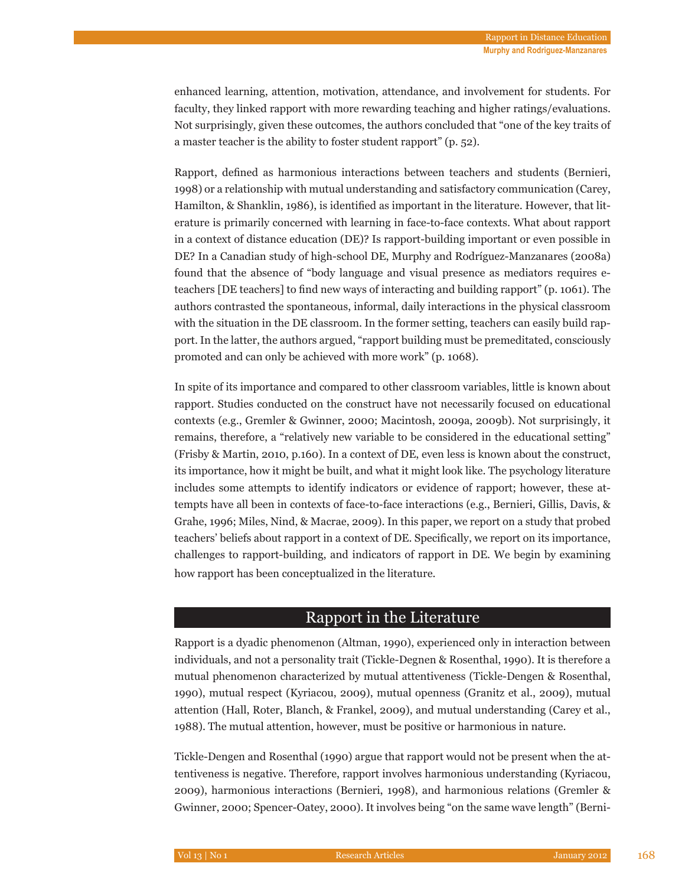enhanced learning, attention, motivation, attendance, and involvement for students. For faculty, they linked rapport with more rewarding teaching and higher ratings/evaluations. Not surprisingly, given these outcomes, the authors concluded that "one of the key traits of a master teacher is the ability to foster student rapport" (p. 52).

Rapport, defined as harmonious interactions between teachers and students (Bernieri, 1998) or a relationship with mutual understanding and satisfactory communication (Carey, Hamilton, & Shanklin, 1986), is identified as important in the literature. However, that literature is primarily concerned with learning in face-to-face contexts. What about rapport in a context of distance education (DE)? Is rapport-building important or even possible in DE? In a Canadian study of high-school DE, Murphy and Rodríguez-Manzanares (2008a) found that the absence of "body language and visual presence as mediators requires e-teachers [DE teachers] to find new ways of interacting and building rapport" (p. 1061). The authors contrasted the spontaneous, informal, daily interactions in the physical classroom with the situation in the DE classroom. In the former setting, teachers can easily build rapport. In the latter, the authors argued, "rapport building must be premeditated, consciously promoted and can only be achieved with more work" (p. 1068).

In spite of its importance and compared to other classroom variables, little is known about rapport. Studies conducted on the construct have not necessarily focused on educational contexts (e.g., Gremler & Gwinner, 2000; Macintosh, 2009a, 2009b). Not surprisingly, it remains, therefore, a "relatively new variable to be considered in the educational setting" (Frisby & Martin, 2010, p.160). In a context of DE, even less is known about the construct, its importance, how it might be built, and what it might look like. The psychology literature includes some attempts to identify indicators or evidence of rapport; however, these attempts have all been in contexts of face-to-face interactions (e.g., Bernieri, Gillis, Davis, & Grahe, 1996; Miles, Nind, & Macrae, 2009). In this paper, we report on a study that probed teachers' beliefs about rapport in a context of DE. Specifically, we report on its importance, challenges to rapport-building, and indicators of rapport in DE. We begin by examining how rapport has been conceptualized in the literature.

## Rapport in the Literature

Rapport is a dyadic phenomenon (Altman, 1990), experienced only in interaction between individuals, and not a personality trait (Tickle-Degnen & Rosenthal, 1990). It is therefore a mutual phenomenon characterized by mutual attentiveness (Tickle-Dengen & Rosenthal, 1990), mutual respect (Kyriacou, 2009), mutual openness (Granitz et al., 2009), mutual attention (Hall, Roter, Blanch, & Frankel, 2009), and mutual understanding (Carey et al., 1988). The mutual attention, however, must be positive or harmonious in nature.

Tickle-Dengen and Rosenthal (1990) argue that rapport would not be present when the attentiveness is negative. Therefore, rapport involves harmonious understanding (Kyriacou, 2009), harmonious interactions (Bernieri, 1998), and harmonious relations (Gremler & Gwinner, 2000; Spencer-Oatey, 2000). It involves being "on the same wave length" (Berni-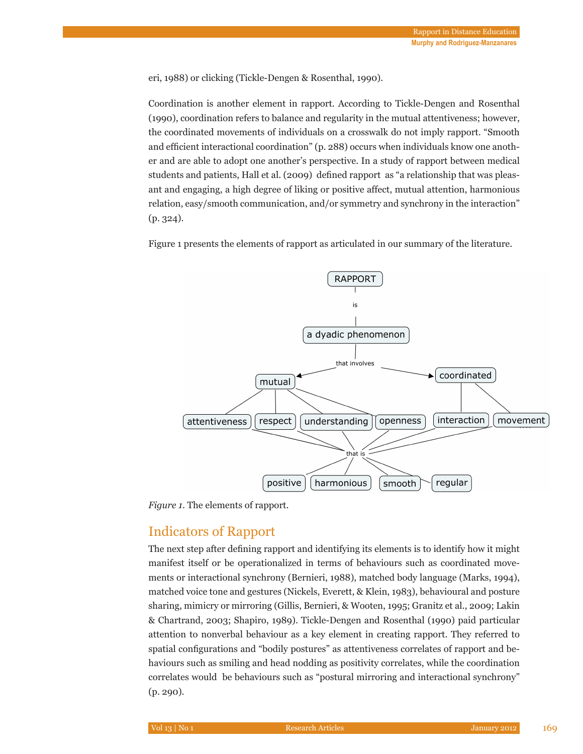eri, 1988) or clicking (Tickle-Dengen & Rosenthal, 1990).

Coordination is another element in rapport. According to Tickle-Dengen and Rosenthal (1990), coordination refers to balance and regularity in the mutual attentiveness; however, the coordinated movements of individuals on a crosswalk do not imply rapport. “Smooth and efficient interactional coordination” (p. 288) occurs when individuals know one another and are able to adopt one another’s perspective. In a study of rapport between medical students and patients, Hall et al. (2009) defined rapport as “a relationship that was pleasant and engaging, a high degree of liking or positive affect, mutual attention, harmonious relation, easy/smooth communication, and/or symmetry and synchrony in the interaction” (p. 324).

Figure 1 presents the elements of rapport as articulated in our summary of the literature.

RAPPORT — is — a dyadic phenomenon — that involves — mutual (attentiveness, respect, understanding, openness) and coordinated (interaction, movement) — that is — positive, harmonious, smooth, regular

*Figure 1.* The elements of rapport.

## Indicators of Rapport

The next step after defining rapport and identifying its elements is to identify how it might manifest itself or be operationalized in terms of behaviours such as coordinated movements or interactional synchrony (Bernieri, 1988), matched body language (Marks, 1994), matched voice tone and gestures (Nickels, Everett, & Klein, 1983), behavioural and posture sharing, mimicry or mirroring (Gillis, Bernieri, & Wooten, 1995; Granitz et al., 2009; Lakin & Chartrand, 2003; Shapiro, 1989). Tickle-Dengen and Rosenthal (1990) paid particular attention to nonverbal behaviour as a key element in creating rapport. They referred to spatial configurations and “bodily postures” as attentiveness correlates of rapport and behaviours such as smiling and head nodding as positivity correlates, while the coordination correlates would be behaviours such as “postural mirroring and interactional synchrony” (p. 290).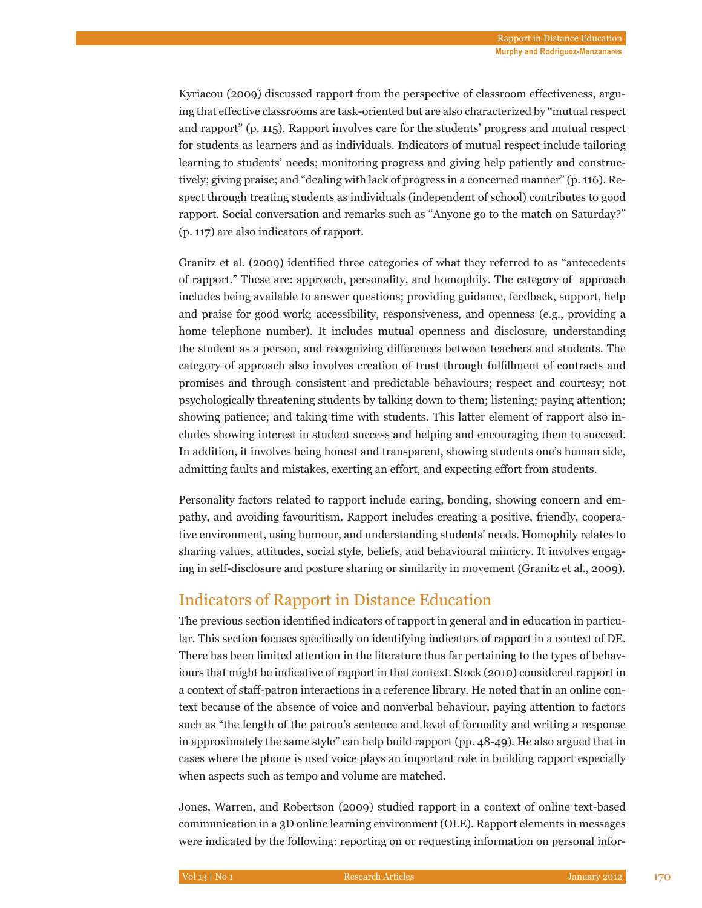Kyriacou (2009) discussed rapport from the perspective of classroom effectiveness, arguing that effective classrooms are task-oriented but are also characterized by "mutual respect and rapport" (p. 115). Rapport involves care for the students' progress and mutual respect for students as learners and as individuals. Indicators of mutual respect include tailoring learning to students' needs; monitoring progress and giving help patiently and constructively; giving praise; and "dealing with lack of progress in a concerned manner" (p. 116). Respect through treating students as individuals (independent of school) contributes to good rapport. Social conversation and remarks such as "Anyone go to the match on Saturday?" (p. 117) are also indicators of rapport.

Granitz et al. (2009) identified three categories of what they referred to as "antecedents of rapport." These are: approach, personality, and homophily. The category of approach includes being available to answer questions; providing guidance, feedback, support, help and praise for good work; accessibility, responsiveness, and openness (e.g., providing a home telephone number). It includes mutual openness and disclosure, understanding the student as a person, and recognizing differences between teachers and students. The category of approach also involves creation of trust through fulfillment of contracts and promises and through consistent and predictable behaviours; respect and courtesy; not psychologically threatening students by talking down to them; listening; paying attention; showing patience; and taking time with students. This latter element of rapport also includes showing interest in student success and helping and encouraging them to succeed. In addition, it involves being honest and transparent, showing students one's human side, admitting faults and mistakes, exerting an effort, and expecting effort from students.

Personality factors related to rapport include caring, bonding, showing concern and empathy, and avoiding favouritism. Rapport includes creating a positive, friendly, cooperative environment, using humour, and understanding students' needs. Homophily relates to sharing values, attitudes, social style, beliefs, and behavioural mimicry. It involves engaging in self-disclosure and posture sharing or similarity in movement (Granitz et al., 2009).

## Indicators of Rapport in Distance Education

The previous section identified indicators of rapport in general and in education in particular. This section focuses specifically on identifying indicators of rapport in a context of DE. There has been limited attention in the literature thus far pertaining to the types of behaviours that might be indicative of rapport in that context. Stock (2010) considered rapport in a context of staff-patron interactions in a reference library. He noted that in an online context because of the absence of voice and nonverbal behaviour, paying attention to factors such as "the length of the patron's sentence and level of formality and writing a response in approximately the same style" can help build rapport (pp. 48-49). He also argued that in cases where the phone is used voice plays an important role in building rapport especially when aspects such as tempo and volume are matched.

Jones, Warren, and Robertson (2009) studied rapport in a context of online text-based communication in a 3D online learning environment (OLE). Rapport elements in messages were indicated by the following: reporting on or requesting information on personal infor-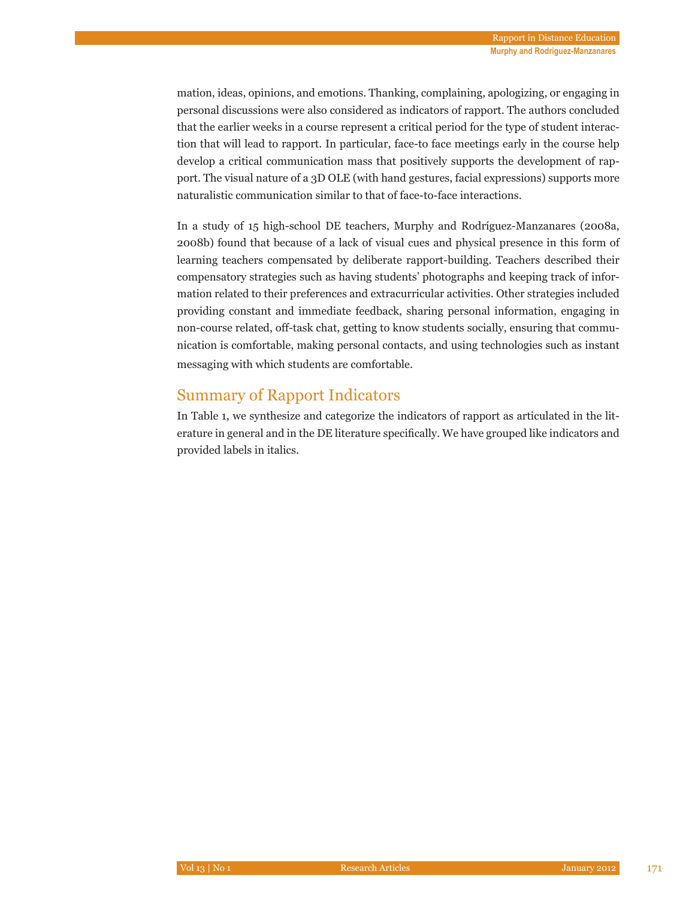mation, ideas, opinions, and emotions. Thanking, complaining, apologizing, or engaging in personal discussions were also considered as indicators of rapport. The authors concluded that the earlier weeks in a course represent a critical period for the type of student interaction that will lead to rapport. In particular, face-to face meetings early in the course help develop a critical communication mass that positively supports the development of rapport. The visual nature of a 3D OLE (with hand gestures, facial expressions) supports more naturalistic communication similar to that of face-to-face interactions.

In a study of 15 high-school DE teachers, Murphy and Rodríguez-Manzanares (2008a, 2008b) found that because of a lack of visual cues and physical presence in this form of learning teachers compensated by deliberate rapport-building. Teachers described their compensatory strategies such as having students' photographs and keeping track of information related to their preferences and extracurricular activities. Other strategies included providing constant and immediate feedback, sharing personal information, engaging in non-course related, off-task chat, getting to know students socially, ensuring that communication is comfortable, making personal contacts, and using technologies such as instant messaging with which students are comfortable.

## Summary of Rapport Indicators

In Table 1, we synthesize and categorize the indicators of rapport as articulated in the literature in general and in the DE literature specifically. We have grouped like indicators and provided labels in italics.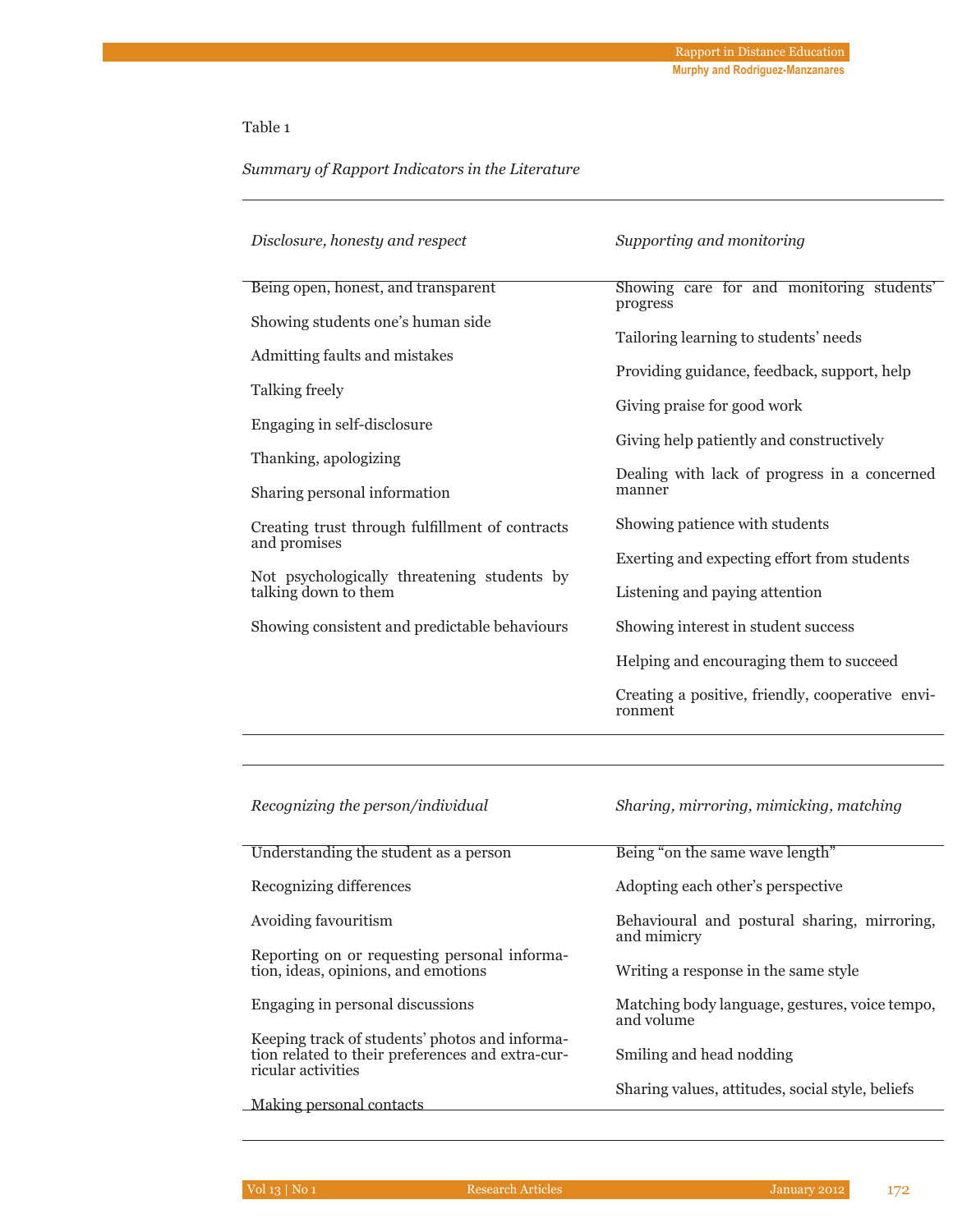Table 1

*Summary of Rapport Indicators in the Literature*

| *Disclosure, honesty and respect* | *Supporting and monitoring* |
|---|---|
| Being open, honest, and transparent | Showing care for and monitoring students' progress |
| Showing students one's human side | Tailoring learning to students' needs |
| Admitting faults and mistakes | Providing guidance, feedback, support, help |
| Talking freely | Giving praise for good work |
| Engaging in self-disclosure | Giving help patiently and constructively |
| Thanking, apologizing | Dealing with lack of progress in a concerned manner |
| Sharing personal information | Showing patience with students |
| Creating trust through fulfillment of contracts and promises | Exerting and expecting effort from students |
| Not psychologically threatening students by talking down to them | Listening and paying attention |
| Showing consistent and predictable behaviours | Showing interest in student success |
| | Helping and encouraging them to succeed |
| | Creating a positive, friendly, cooperative environment |

| *Recognizing the person/individual* | *Sharing, mirroring, mimicking, matching* |
|---|---|
| Understanding the student as a person | Being "on the same wave length" |
| Recognizing differences | Adopting each other's perspective |
| Avoiding favouritism | Behavioural and postural sharing, mirroring, and mimicry |
| Reporting on or requesting personal information, ideas, opinions, and emotions | Writing a response in the same style |
| Engaging in personal discussions | Matching body language, gestures, voice tempo, and volume |
| Keeping track of students' photos and information related to their preferences and extra-curricular activities | Smiling and head nodding |
| Making personal contacts | Sharing values, attitudes, social style, beliefs |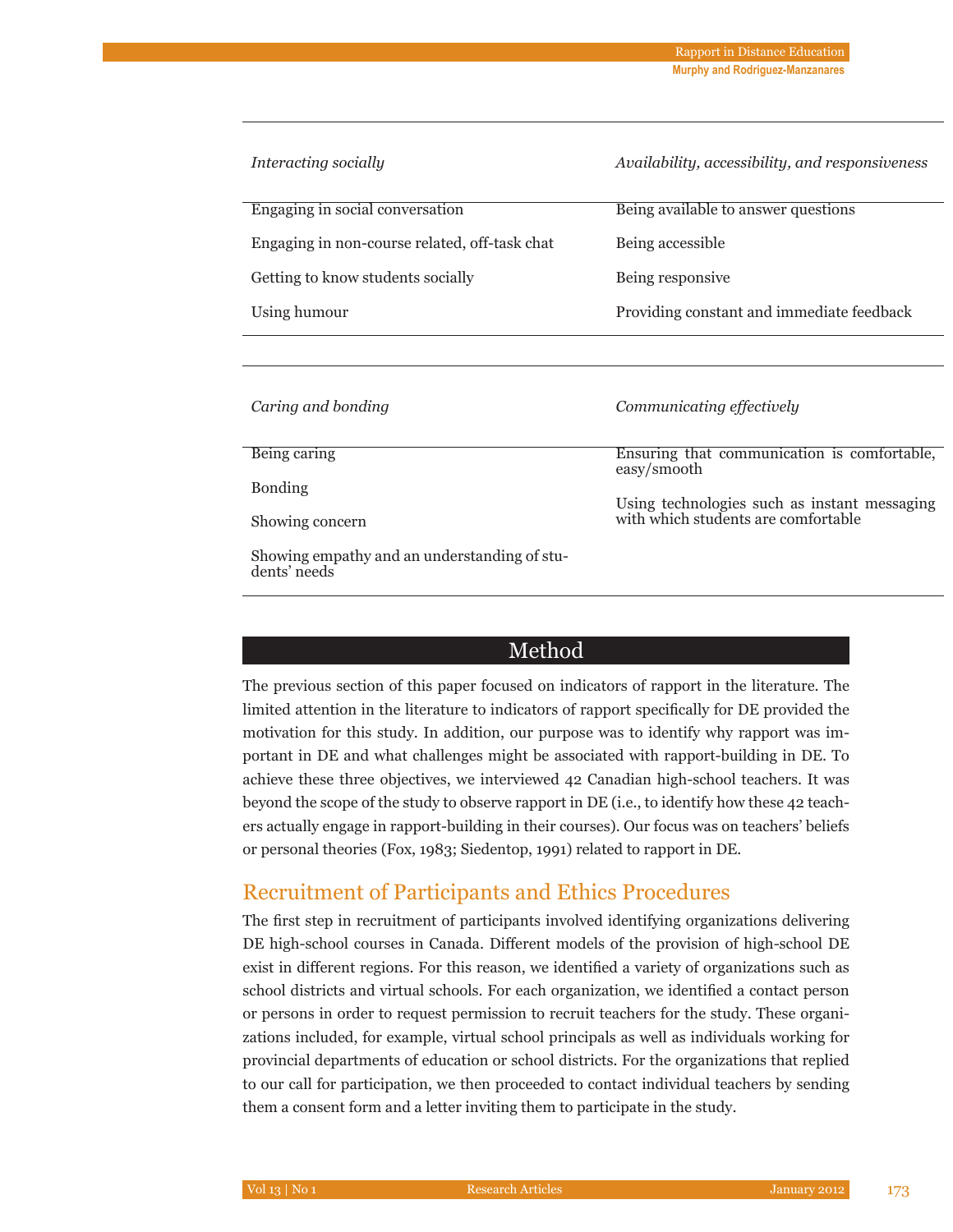| *Interacting socially* | *Availability, accessibility, and responsiveness* |
|---|---|
| Engaging in social conversation | Being available to answer questions |
| Engaging in non-course related, off-task chat | Being accessible |
| Getting to know students socially | Being responsive |
| Using humour | Providing constant and immediate feedback |

| *Caring and bonding* | *Communicating effectively* |
|---|---|
| Being caring | Ensuring that communication is comfortable, easy/smooth |
| Bonding | Using technologies such as instant messaging with which students are comfortable |
| Showing concern | |
| Showing empathy and an understanding of students' needs | |

## Method

The previous section of this paper focused on indicators of rapport in the literature. The limited attention in the literature to indicators of rapport specifically for DE provided the motivation for this study. In addition, our purpose was to identify why rapport was important in DE and what challenges might be associated with rapport-building in DE. To achieve these three objectives, we interviewed 42 Canadian high-school teachers. It was beyond the scope of the study to observe rapport in DE (i.e., to identify how these 42 teachers actually engage in rapport-building in their courses). Our focus was on teachers' beliefs or personal theories (Fox, 1983; Siedentop, 1991) related to rapport in DE.

### Recruitment of Participants and Ethics Procedures

The first step in recruitment of participants involved identifying organizations delivering DE high-school courses in Canada. Different models of the provision of high-school DE exist in different regions. For this reason, we identified a variety of organizations such as school districts and virtual schools. For each organization, we identified a contact person or persons in order to request permission to recruit teachers for the study. These organizations included, for example, virtual school principals as well as individuals working for provincial departments of education or school districts. For the organizations that replied to our call for participation, we then proceeded to contact individual teachers by sending them a consent form and a letter inviting them to participate in the study.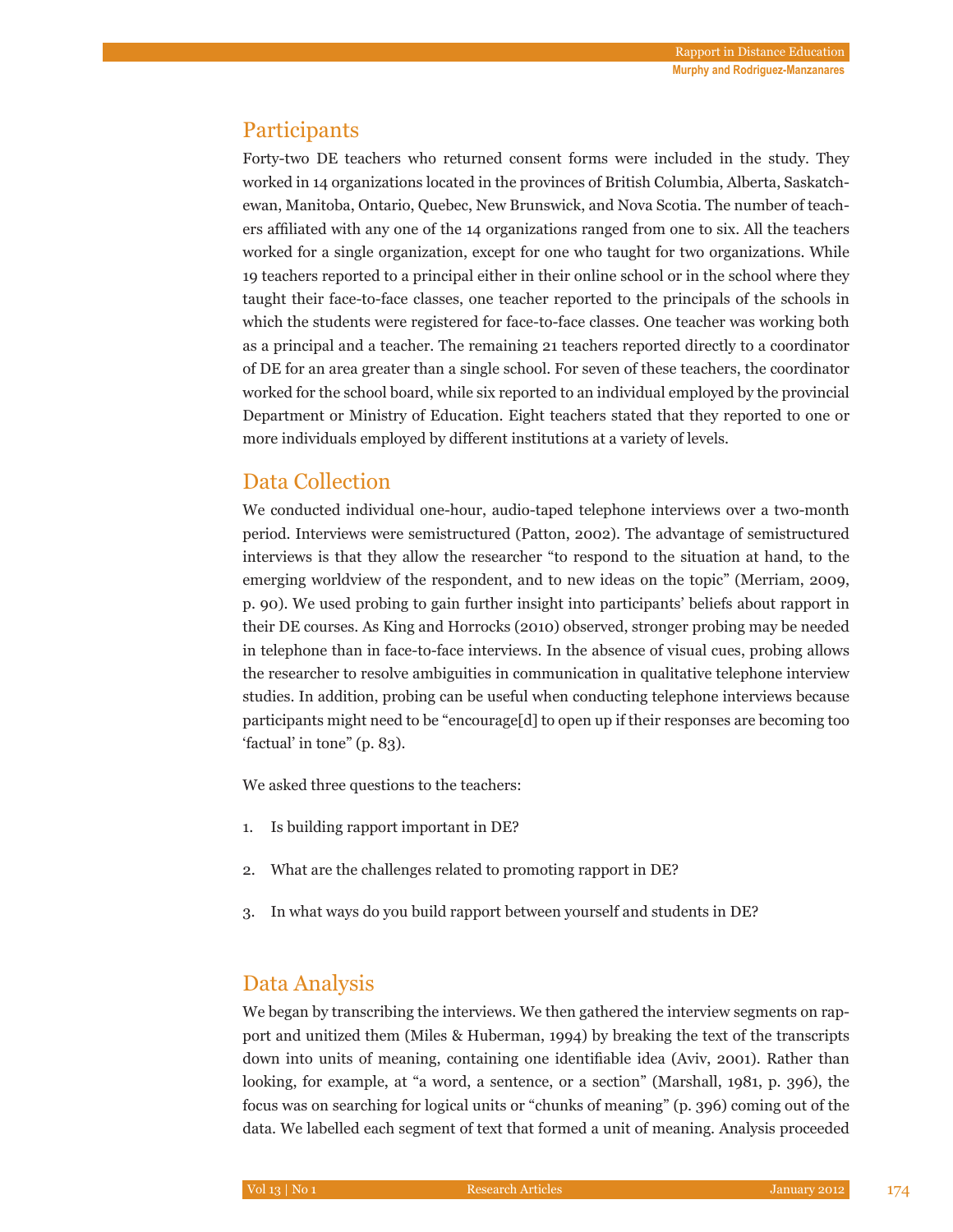## Participants

Forty-two DE teachers who returned consent forms were included in the study. They worked in 14 organizations located in the provinces of British Columbia, Alberta, Saskatchewan, Manitoba, Ontario, Quebec, New Brunswick, and Nova Scotia. The number of teachers affiliated with any one of the 14 organizations ranged from one to six. All the teachers worked for a single organization, except for one who taught for two organizations. While 19 teachers reported to a principal either in their online school or in the school where they taught their face-to-face classes, one teacher reported to the principals of the schools in which the students were registered for face-to-face classes. One teacher was working both as a principal and a teacher. The remaining 21 teachers reported directly to a coordinator of DE for an area greater than a single school. For seven of these teachers, the coordinator worked for the school board, while six reported to an individual employed by the provincial Department or Ministry of Education. Eight teachers stated that they reported to one or more individuals employed by different institutions at a variety of levels.

## Data Collection

We conducted individual one-hour, audio-taped telephone interviews over a two-month period. Interviews were semistructured (Patton, 2002). The advantage of semistructured interviews is that they allow the researcher "to respond to the situation at hand, to the emerging worldview of the respondent, and to new ideas on the topic" (Merriam, 2009, p. 90). We used probing to gain further insight into participants' beliefs about rapport in their DE courses. As King and Horrocks (2010) observed, stronger probing may be needed in telephone than in face-to-face interviews. In the absence of visual cues, probing allows the researcher to resolve ambiguities in communication in qualitative telephone interview studies. In addition, probing can be useful when conducting telephone interviews because participants might need to be "encourage[d] to open up if their responses are becoming too 'factual' in tone" (p. 83).

We asked three questions to the teachers:

1. Is building rapport important in DE?

2. What are the challenges related to promoting rapport in DE?

3. In what ways do you build rapport between yourself and students in DE?

## Data Analysis

We began by transcribing the interviews. We then gathered the interview segments on rapport and unitized them (Miles & Huberman, 1994) by breaking the text of the transcripts down into units of meaning, containing one identifiable idea (Aviv, 2001). Rather than looking, for example, at "a word, a sentence, or a section" (Marshall, 1981, p. 396), the focus was on searching for logical units or "chunks of meaning" (p. 396) coming out of the data. We labelled each segment of text that formed a unit of meaning. Analysis proceeded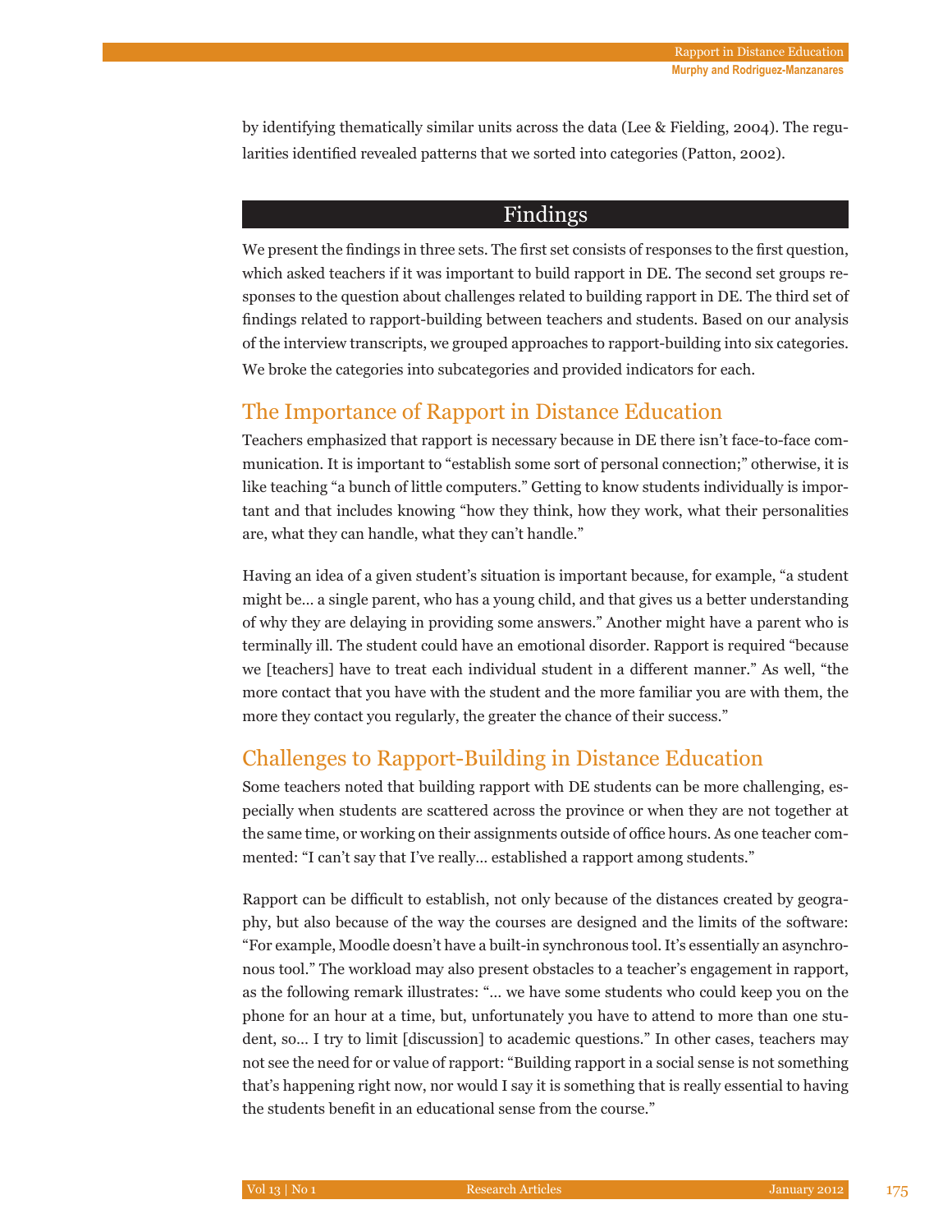by identifying thematically similar units across the data (Lee & Fielding, 2004). The regularities identified revealed patterns that we sorted into categories (Patton, 2002).

# Findings

We present the findings in three sets. The first set consists of responses to the first question, which asked teachers if it was important to build rapport in DE. The second set groups responses to the question about challenges related to building rapport in DE. The third set of findings related to rapport-building between teachers and students. Based on our analysis of the interview transcripts, we grouped approaches to rapport-building into six categories. We broke the categories into subcategories and provided indicators for each.

## The Importance of Rapport in Distance Education

Teachers emphasized that rapport is necessary because in DE there isn't face-to-face communication. It is important to "establish some sort of personal connection;" otherwise, it is like teaching "a bunch of little computers." Getting to know students individually is important and that includes knowing "how they think, how they work, what their personalities are, what they can handle, what they can't handle."

Having an idea of a given student's situation is important because, for example, "a student might be… a single parent, who has a young child, and that gives us a better understanding of why they are delaying in providing some answers." Another might have a parent who is terminally ill. The student could have an emotional disorder. Rapport is required "because we [teachers] have to treat each individual student in a different manner." As well, "the more contact that you have with the student and the more familiar you are with them, the more they contact you regularly, the greater the chance of their success."

## Challenges to Rapport-Building in Distance Education

Some teachers noted that building rapport with DE students can be more challenging, especially when students are scattered across the province or when they are not together at the same time, or working on their assignments outside of office hours. As one teacher commented: "I can't say that I've really… established a rapport among students."

Rapport can be difficult to establish, not only because of the distances created by geography, but also because of the way the courses are designed and the limits of the software: "For example, Moodle doesn't have a built-in synchronous tool. It's essentially an asynchronous tool." The workload may also present obstacles to a teacher's engagement in rapport, as the following remark illustrates: "… we have some students who could keep you on the phone for an hour at a time, but, unfortunately you have to attend to more than one student, so… I try to limit [discussion] to academic questions." In other cases, teachers may not see the need for or value of rapport: "Building rapport in a social sense is not something that's happening right now, nor would I say it is something that is really essential to having the students benefit in an educational sense from the course."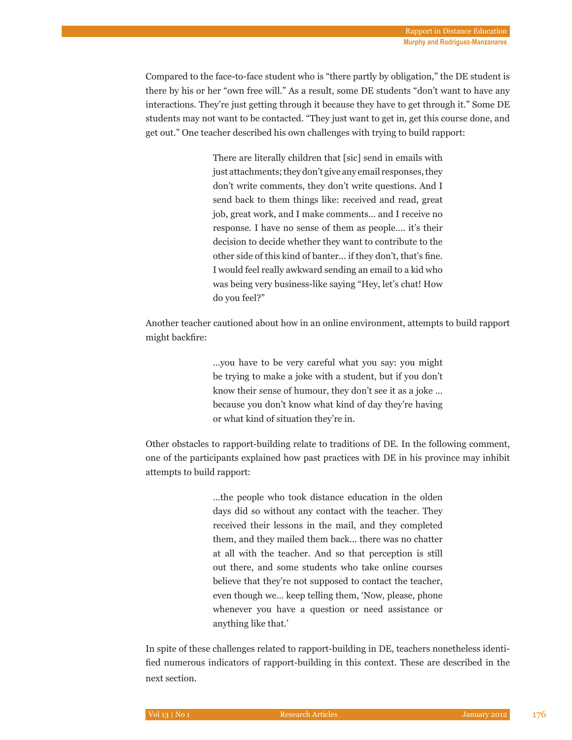Compared to the face-to-face student who is "there partly by obligation," the DE student is there by his or her "own free will." As a result, some DE students "don't want to have any interactions. They're just getting through it because they have to get through it." Some DE students may not want to be contacted. "They just want to get in, get this course done, and get out." One teacher described his own challenges with trying to build rapport:

> There are literally children that [sic] send in emails with just attachments; they don't give any email responses, they don't write comments, they don't write questions. And I send back to them things like: received and read, great job, great work, and I make comments… and I receive no response. I have no sense of them as people…. it's their decision to decide whether they want to contribute to the other side of this kind of banter… if they don't, that's fine. I would feel really awkward sending an email to a kid who was being very business-like saying "Hey, let's chat! How do you feel?"

Another teacher cautioned about how in an online environment, attempts to build rapport might backfire:

> …you have to be very careful what you say: you might be trying to make a joke with a student, but if you don't know their sense of humour, they don't see it as a joke … because you don't know what kind of day they're having or what kind of situation they're in.

Other obstacles to rapport-building relate to traditions of DE. In the following comment, one of the participants explained how past practices with DE in his province may inhibit attempts to build rapport:

> …the people who took distance education in the olden days did so without any contact with the teacher. They received their lessons in the mail, and they completed them, and they mailed them back… there was no chatter at all with the teacher. And so that perception is still out there, and some students who take online courses believe that they're not supposed to contact the teacher, even though we… keep telling them, 'Now, please, phone whenever you have a question or need assistance or anything like that.'

In spite of these challenges related to rapport-building in DE, teachers nonetheless identified numerous indicators of rapport-building in this context. These are described in the next section.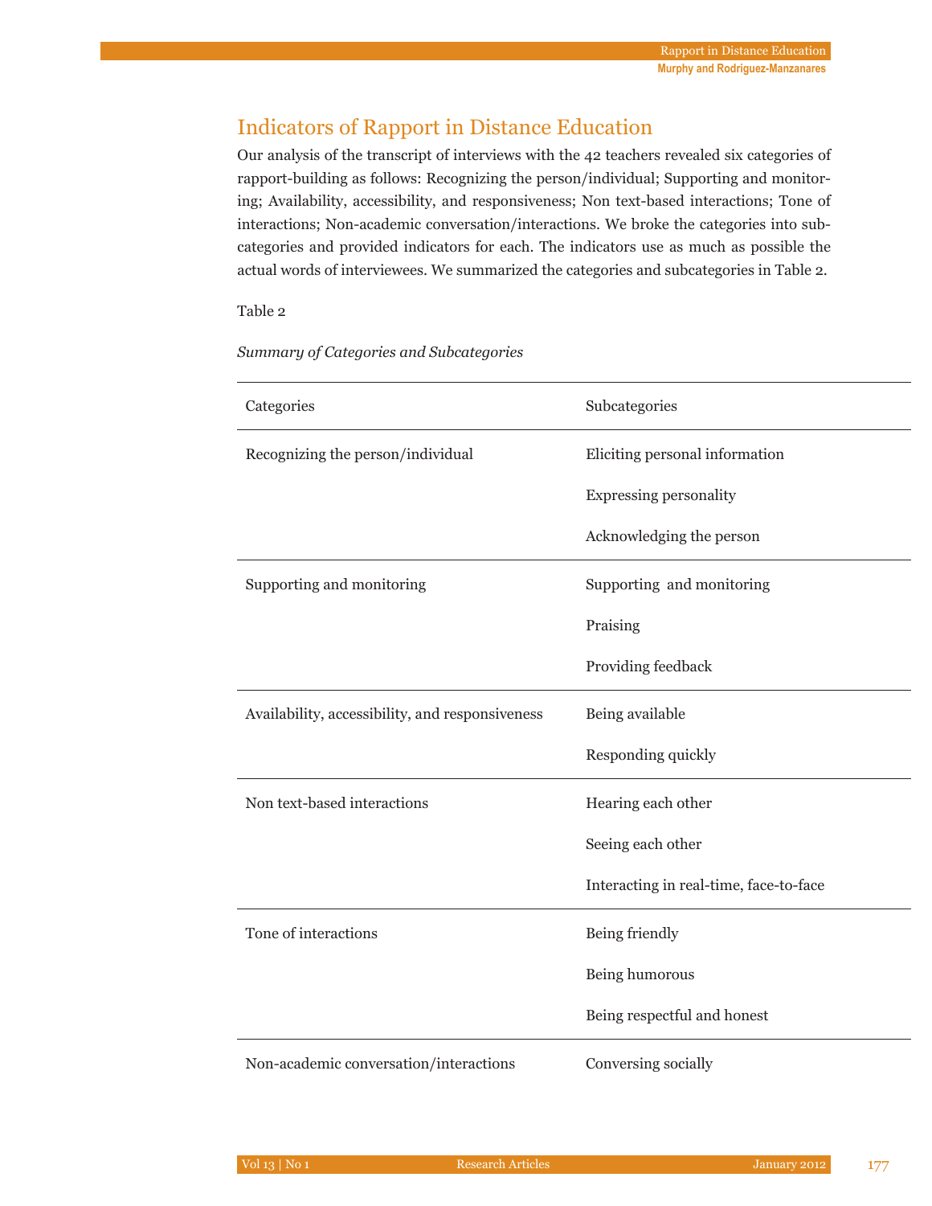## Indicators of Rapport in Distance Education

Our analysis of the transcript of interviews with the 42 teachers revealed six categories of rapport-building as follows: Recognizing the person/individual; Supporting and monitoring; Availability, accessibility, and responsiveness; Non text-based interactions; Tone of interactions; Non-academic conversation/interactions. We broke the categories into subcategories and provided indicators for each. The indicators use as much as possible the actual words of interviewees. We summarized the categories and subcategories in Table 2.

Table 2

*Summary of Categories and Subcategories*

| Categories | Subcategories |
|---|---|
| Recognizing the person/individual | Eliciting personal information |
| | Expressing personality |
| | Acknowledging the person |
| Supporting and monitoring | Supporting and monitoring |
| | Praising |
| | Providing feedback |
| Availability, accessibility, and responsiveness | Being available |
| | Responding quickly |
| Non text-based interactions | Hearing each other |
| | Seeing each other |
| | Interacting in real-time, face-to-face |
| Tone of interactions | Being friendly |
| | Being humorous |
| | Being respectful and honest |
| Non-academic conversation/interactions | Conversing socially |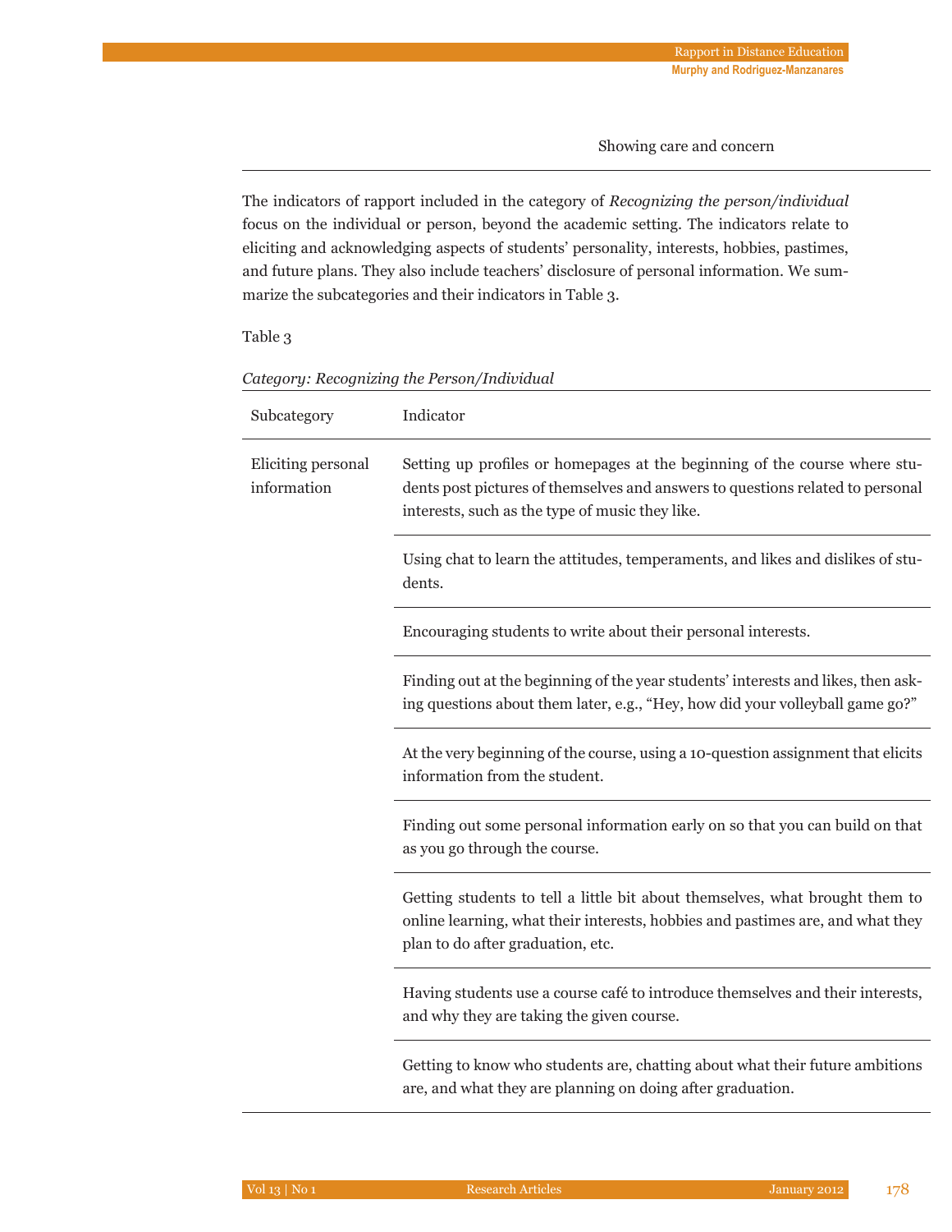Showing care and concern

The indicators of rapport included in the category of *Recognizing the person/individual* focus on the individual or person, beyond the academic setting. The indicators relate to eliciting and acknowledging aspects of students' personality, interests, hobbies, pastimes, and future plans. They also include teachers' disclosure of personal information. We summarize the subcategories and their indicators in Table 3.

Table 3

*Category: Recognizing the Person/Individual*

| Subcategory | Indicator |
|---|---|
| Eliciting personal information | Setting up profiles or homepages at the beginning of the course where students post pictures of themselves and answers to questions related to personal interests, such as the type of music they like. |
| | Using chat to learn the attitudes, temperaments, and likes and dislikes of students. |
| | Encouraging students to write about their personal interests. |
| | Finding out at the beginning of the year students' interests and likes, then asking questions about them later, e.g., "Hey, how did your volleyball game go?" |
| | At the very beginning of the course, using a 10-question assignment that elicits information from the student. |
| | Finding out some personal information early on so that you can build on that as you go through the course. |
| | Getting students to tell a little bit about themselves, what brought them to online learning, what their interests, hobbies and pastimes are, and what they plan to do after graduation, etc. |
| | Having students use a course café to introduce themselves and their interests, and why they are taking the given course. |
| | Getting to know who students are, chatting about what their future ambitions are, and what they are planning on doing after graduation. |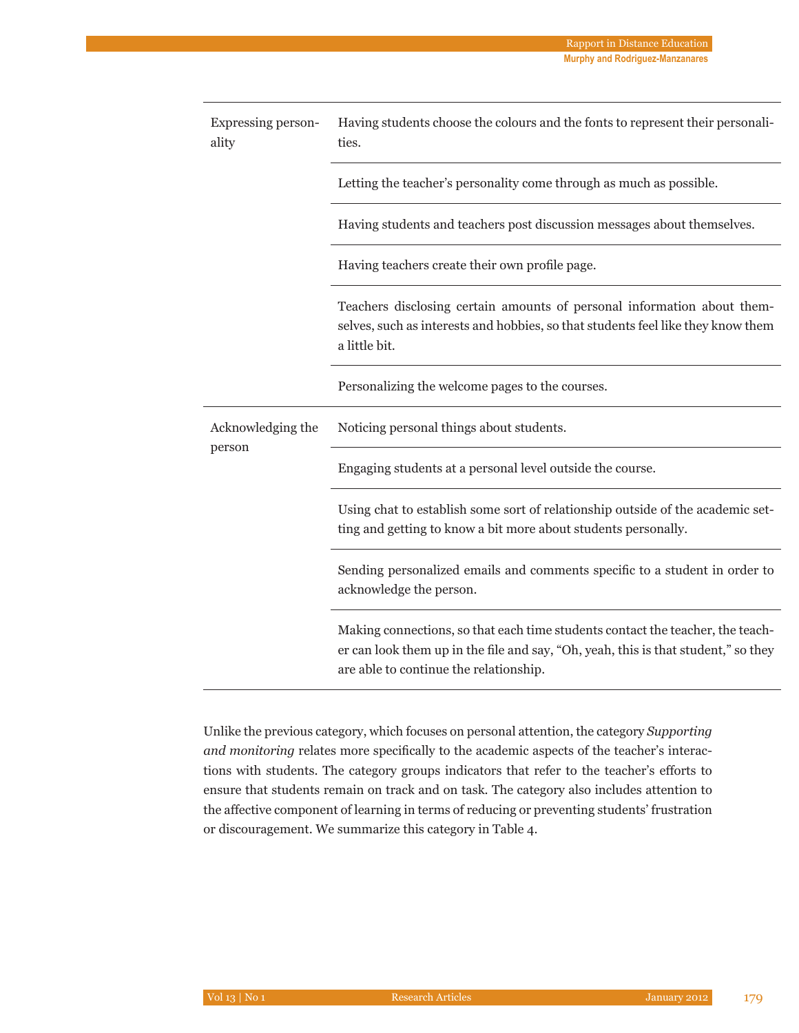| | |
|---|---|
| Expressing personality | Having students choose the colours and the fonts to represent their personalities. |
| | Letting the teacher's personality come through as much as possible. |
| | Having students and teachers post discussion messages about themselves. |
| | Having teachers create their own profile page. |
| | Teachers disclosing certain amounts of personal information about themselves, such as interests and hobbies, so that students feel like they know them a little bit. |
| | Personalizing the welcome pages to the courses. |
| Acknowledging the person | Noticing personal things about students. |
| | Engaging students at a personal level outside the course. |
| | Using chat to establish some sort of relationship outside of the academic setting and getting to know a bit more about students personally. |
| | Sending personalized emails and comments specific to a student in order to acknowledge the person. |
| | Making connections, so that each time students contact the teacher, the teacher can look them up in the file and say, "Oh, yeah, this is that student," so they are able to continue the relationship. |

Unlike the previous category, which focuses on personal attention, the category *Supporting and monitoring* relates more specifically to the academic aspects of the teacher's interactions with students. The category groups indicators that refer to the teacher's efforts to ensure that students remain on track and on task. The category also includes attention to the affective component of learning in terms of reducing or preventing students' frustration or discouragement. We summarize this category in Table 4.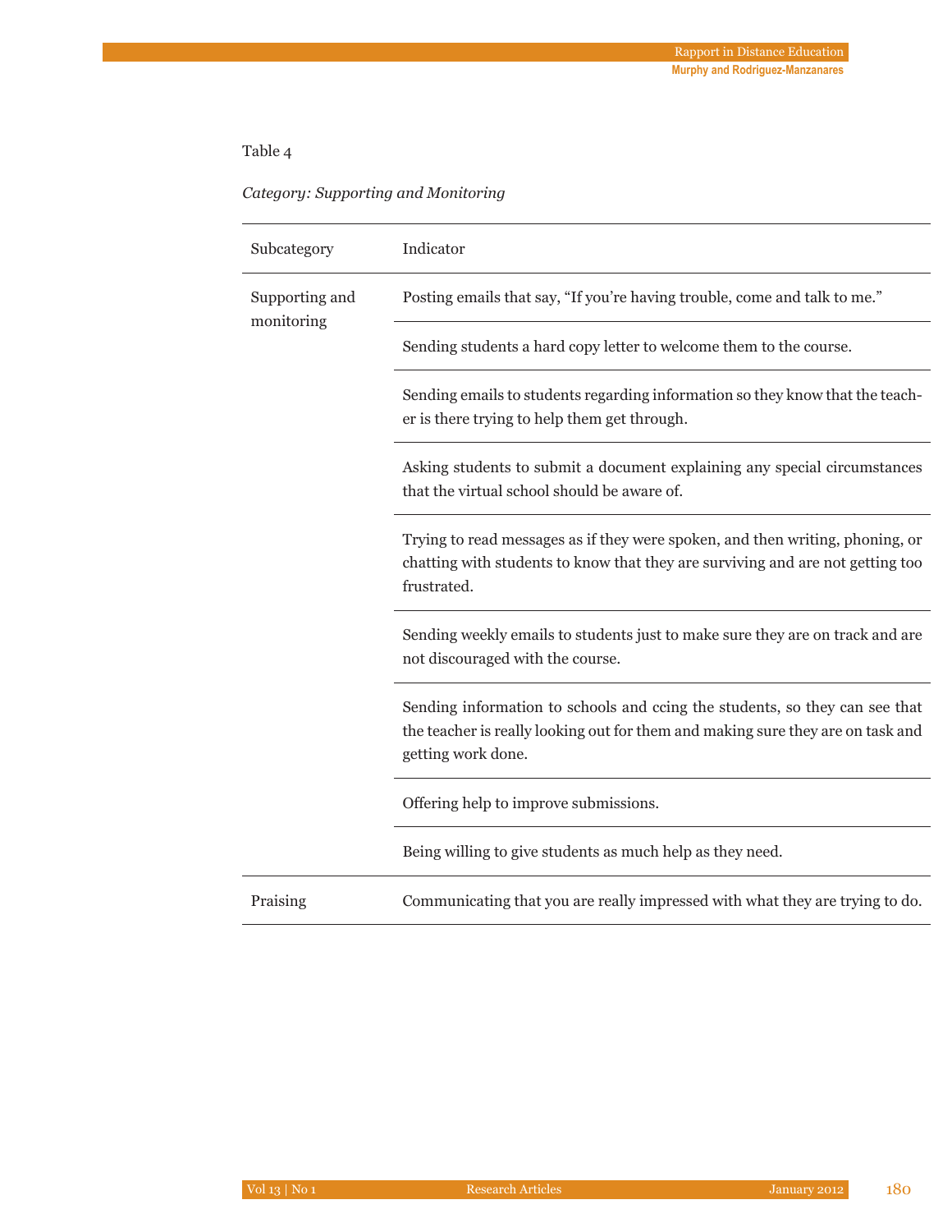Table 4

*Category: Supporting and Monitoring*

| Subcategory | Indicator |
|---|---|
| Supporting and monitoring | Posting emails that say, "If you're having trouble, come and talk to me." |
| | Sending students a hard copy letter to welcome them to the course. |
| | Sending emails to students regarding information so they know that the teacher is there trying to help them get through. |
| | Asking students to submit a document explaining any special circumstances that the virtual school should be aware of. |
| | Trying to read messages as if they were spoken, and then writing, phoning, or chatting with students to know that they are surviving and are not getting too frustrated. |
| | Sending weekly emails to students just to make sure they are on track and are not discouraged with the course. |
| | Sending information to schools and ccing the students, so they can see that the teacher is really looking out for them and making sure they are on task and getting work done. |
| | Offering help to improve submissions. |
| | Being willing to give students as much help as they need. |
| Praising | Communicating that you are really impressed with what they are trying to do. |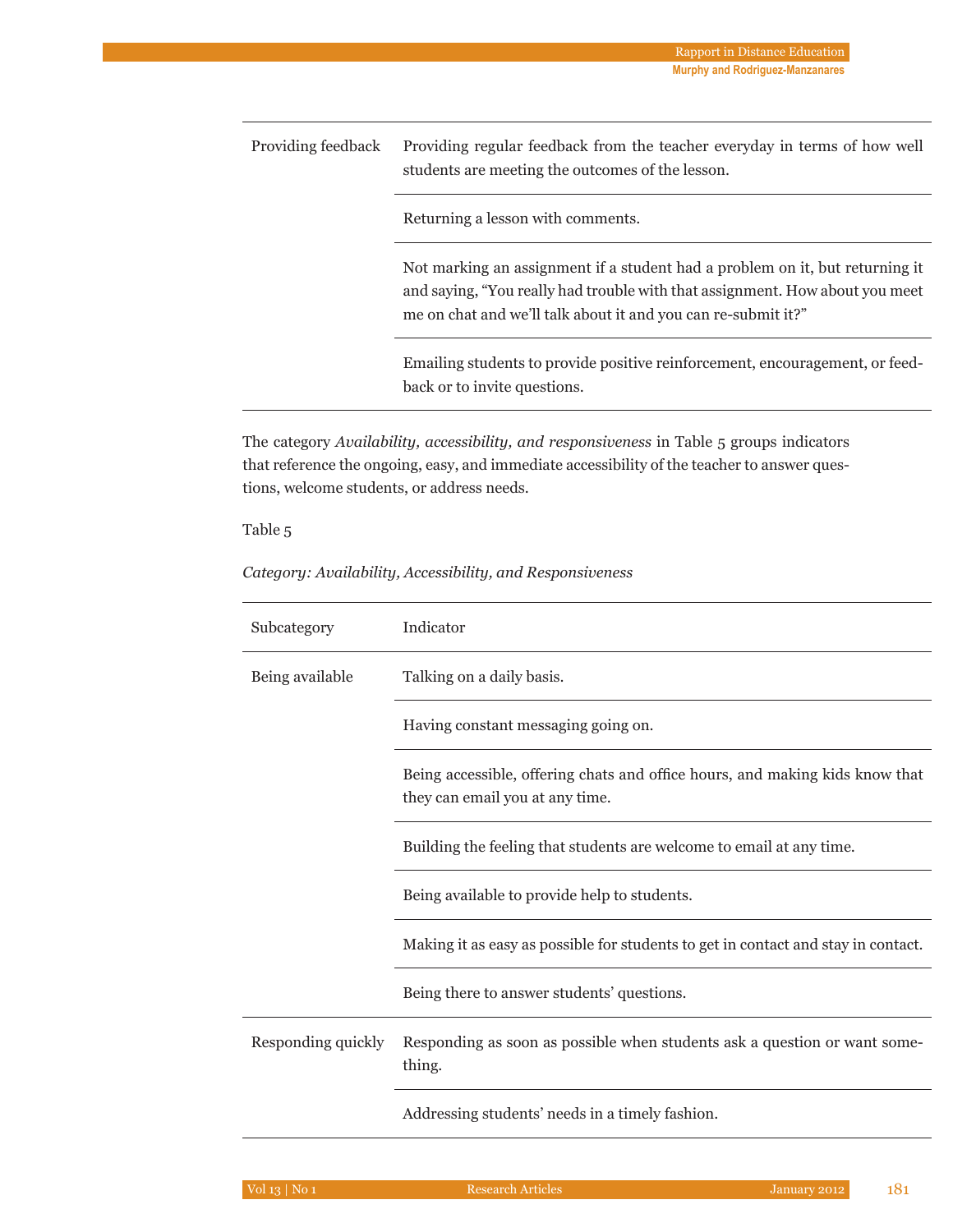| | |
|---|---|
| Providing feedback | Providing regular feedback from the teacher everyday in terms of how well students are meeting the outcomes of the lesson. |
| | Returning a lesson with comments. |
| | Not marking an assignment if a student had a problem on it, but returning it and saying, “You really had trouble with that assignment. How about you meet me on chat and we’ll talk about it and you can re-submit it?” |
| | Emailing students to provide positive reinforcement, encouragement, or feedback or to invite questions. |

The category *Availability, accessibility, and responsiveness* in Table 5 groups indicators that reference the ongoing, easy, and immediate accessibility of the teacher to answer questions, welcome students, or address needs.

Table 5

*Category: Availability, Accessibility, and Responsiveness*

| Subcategory | Indicator |
|---|---|
| Being available | Talking on a daily basis. |
| | Having constant messaging going on. |
| | Being accessible, offering chats and office hours, and making kids know that they can email you at any time. |
| | Building the feeling that students are welcome to email at any time. |
| | Being available to provide help to students. |
| | Making it as easy as possible for students to get in contact and stay in contact. |
| | Being there to answer students’ questions. |
| Responding quickly | Responding as soon as possible when students ask a question or want something. |
| | Addressing students’ needs in a timely fashion. |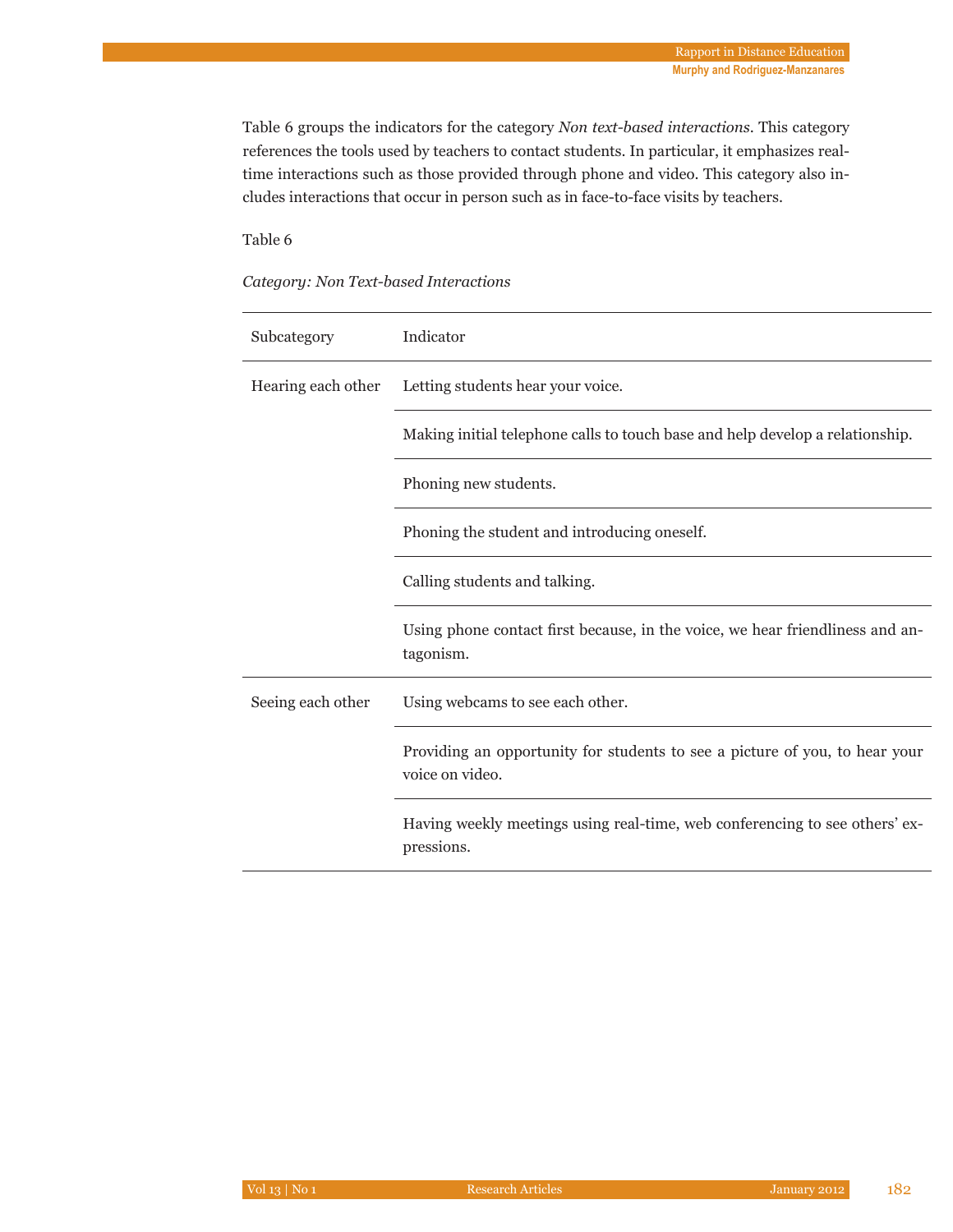Table 6 groups the indicators for the category *Non text-based interactions*. This category references the tools used by teachers to contact students. In particular, it emphasizes real-time interactions such as those provided through phone and video. This category also includes interactions that occur in person such as in face-to-face visits by teachers.

Table 6

*Category: Non Text-based Interactions*

| Subcategory | Indicator |
| --- | --- |
| Hearing each other | Letting students hear your voice. |
| | Making initial telephone calls to touch base and help develop a relationship. |
| | Phoning new students. |
| | Phoning the student and introducing oneself. |
| | Calling students and talking. |
| | Using phone contact first because, in the voice, we hear friendliness and antagonism. |
| Seeing each other | Using webcams to see each other. |
| | Providing an opportunity for students to see a picture of you, to hear your voice on video. |
| | Having weekly meetings using real-time, web conferencing to see others' expressions. |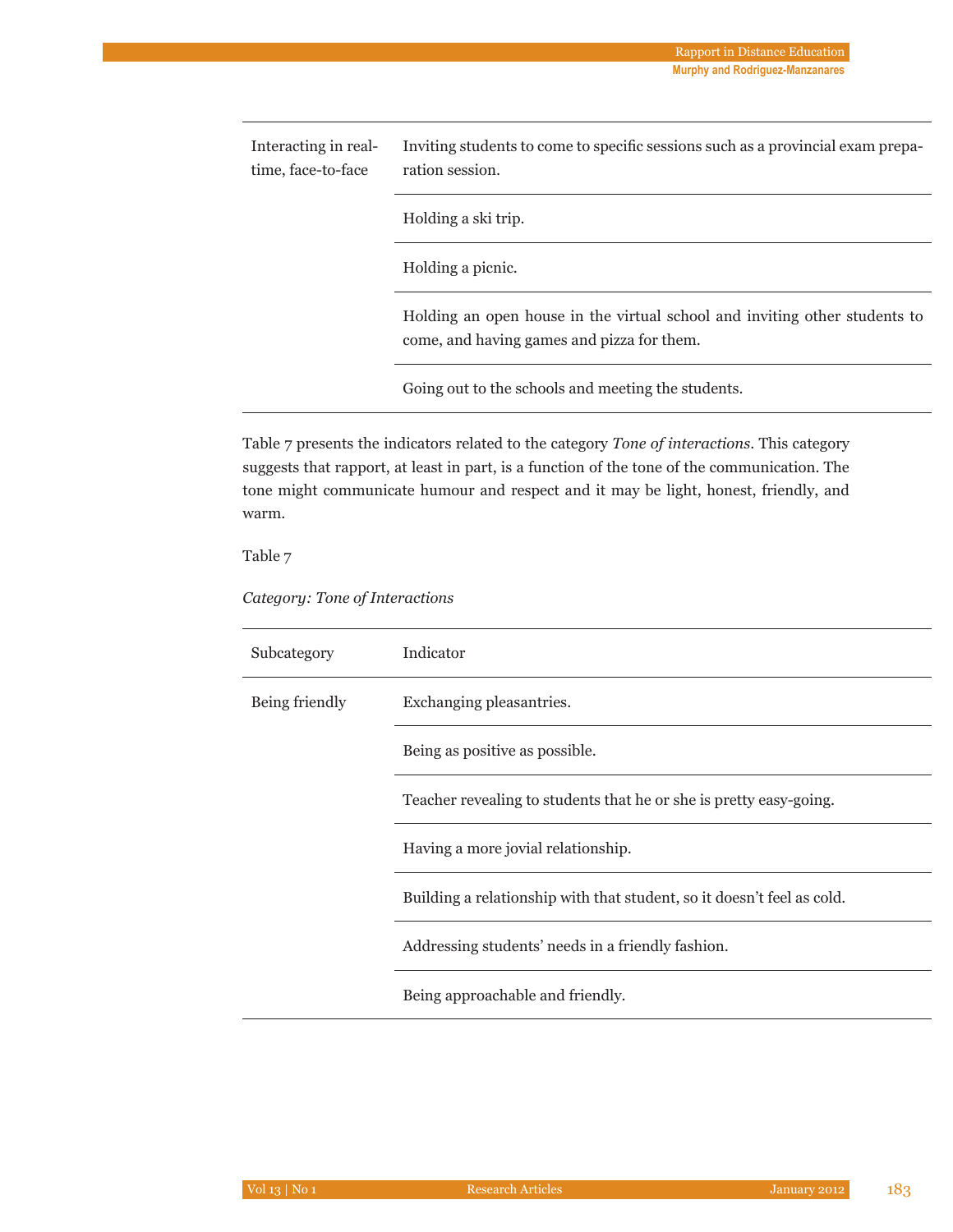| | |
|---|---|
| Interacting in real-time, face-to-face | Inviting students to come to specific sessions such as a provincial exam preparation session. |
| | Holding a ski trip. |
| | Holding a picnic. |
| | Holding an open house in the virtual school and inviting other students to come, and having games and pizza for them. |
| | Going out to the schools and meeting the students. |

Table 7 presents the indicators related to the category *Tone of interactions*. This category suggests that rapport, at least in part, is a function of the tone of the communication. The tone might communicate humour and respect and it may be light, honest, friendly, and warm.

Table 7

*Category: Tone of Interactions*

| Subcategory | Indicator |
|---|---|
| Being friendly | Exchanging pleasantries. |
| | Being as positive as possible. |
| | Teacher revealing to students that he or she is pretty easy-going. |
| | Having a more jovial relationship. |
| | Building a relationship with that student, so it doesn't feel as cold. |
| | Addressing students' needs in a friendly fashion. |
| | Being approachable and friendly. |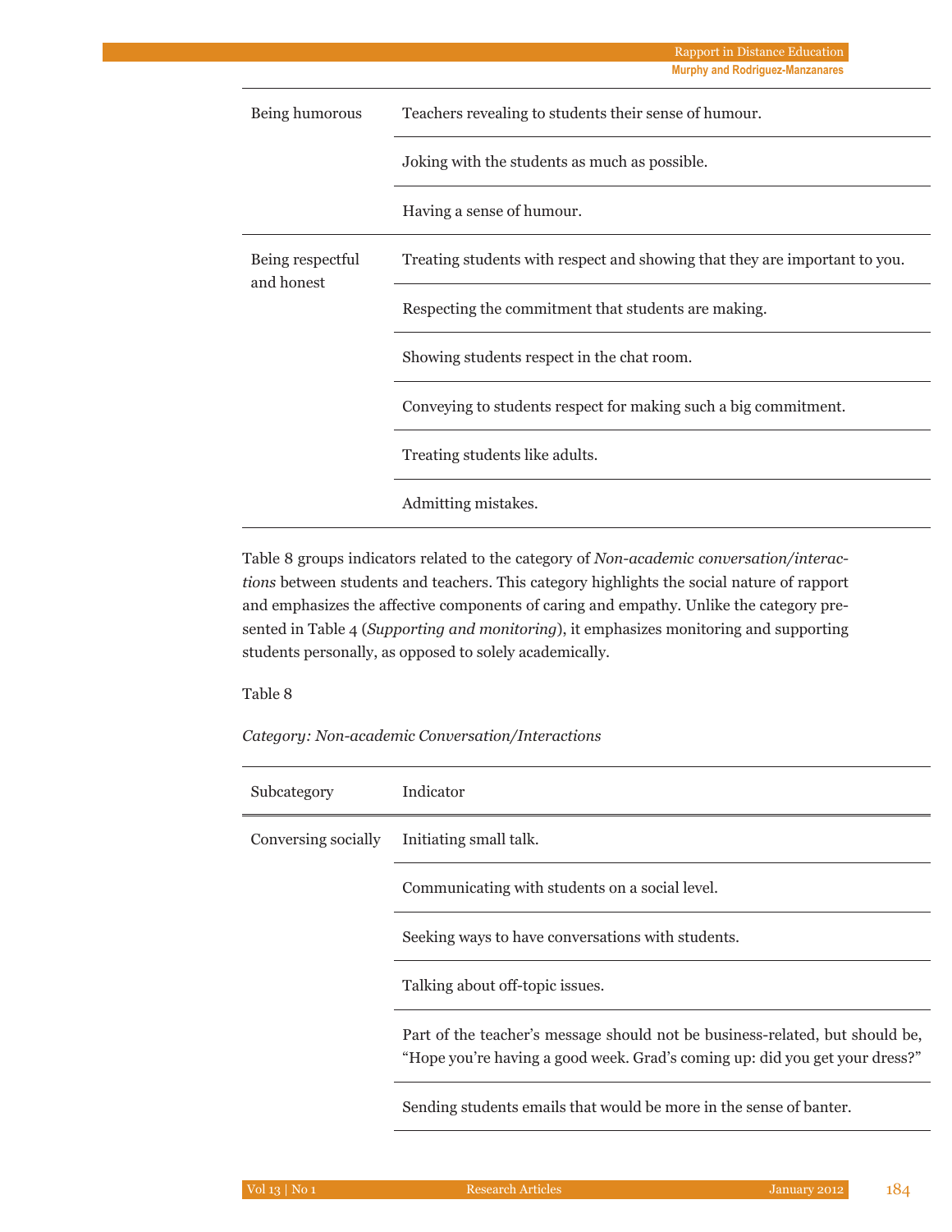| | |
|---|---|
| Being humorous | Teachers revealing to students their sense of humour. |
| | Joking with the students as much as possible. |
| | Having a sense of humour. |
| Being respectful and honest | Treating students with respect and showing that they are important to you. |
| | Respecting the commitment that students are making. |
| | Showing students respect in the chat room. |
| | Conveying to students respect for making such a big commitment. |
| | Treating students like adults. |
| | Admitting mistakes. |

Table 8 groups indicators related to the category of *Non-academic conversation/interactions* between students and teachers. This category highlights the social nature of rapport and emphasizes the affective components of caring and empathy. Unlike the category presented in Table 4 (*Supporting and monitoring*), it emphasizes monitoring and supporting students personally, as opposed to solely academically.

Table 8

*Category: Non-academic Conversation/Interactions*

| Subcategory | Indicator |
|---|---|
| Conversing socially | Initiating small talk. |
| | Communicating with students on a social level. |
| | Seeking ways to have conversations with students. |
| | Talking about off-topic issues. |
| | Part of the teacher's message should not be business-related, but should be, "Hope you're having a good week. Grad's coming up: did you get your dress?" |
| | Sending students emails that would be more in the sense of banter. |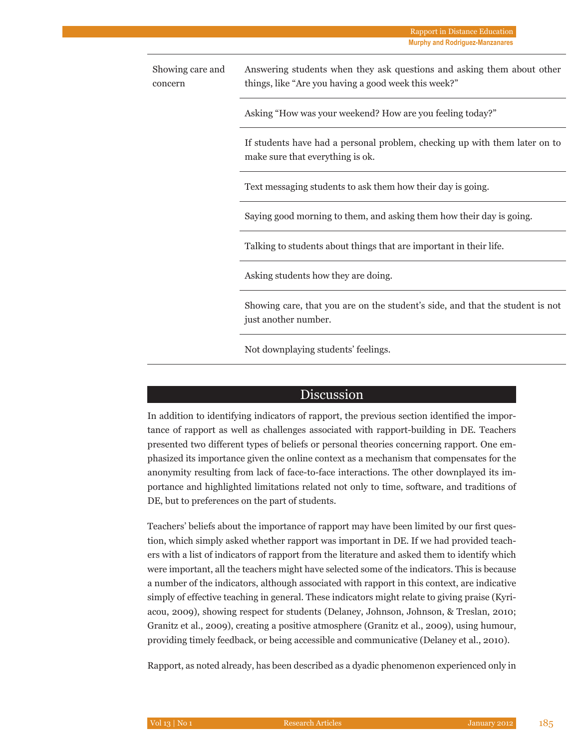| | |
|---|---|
| Showing care and concern | Answering students when they ask questions and asking them about other things, like “Are you having a good week this week?” |
| | Asking “How was your weekend? How are you feeling today?” |
| | If students have had a personal problem, checking up with them later on to make sure that everything is ok. |
| | Text messaging students to ask them how their day is going. |
| | Saying good morning to them, and asking them how their day is going. |
| | Talking to students about things that are important in their life. |
| | Asking students how they are doing. |
| | Showing care, that you are on the student’s side, and that the student is not just another number. |
| | Not downplaying students’ feelings. |

## Discussion

In addition to identifying indicators of rapport, the previous section identified the importance of rapport as well as challenges associated with rapport-building in DE. Teachers presented two different types of beliefs or personal theories concerning rapport. One emphasized its importance given the online context as a mechanism that compensates for the anonymity resulting from lack of face-to-face interactions. The other downplayed its importance and highlighted limitations related not only to time, software, and traditions of DE, but to preferences on the part of students.

Teachers’ beliefs about the importance of rapport may have been limited by our first question, which simply asked whether rapport was important in DE. If we had provided teachers with a list of indicators of rapport from the literature and asked them to identify which were important, all the teachers might have selected some of the indicators. This is because a number of the indicators, although associated with rapport in this context, are indicative simply of effective teaching in general. These indicators might relate to giving praise (Kyriacou, 2009), showing respect for students (Delaney, Johnson, Johnson, & Treslan, 2010; Granitz et al., 2009), creating a positive atmosphere (Granitz et al., 2009), using humour, providing timely feedback, or being accessible and communicative (Delaney et al., 2010).

Rapport, as noted already, has been described as a dyadic phenomenon experienced only in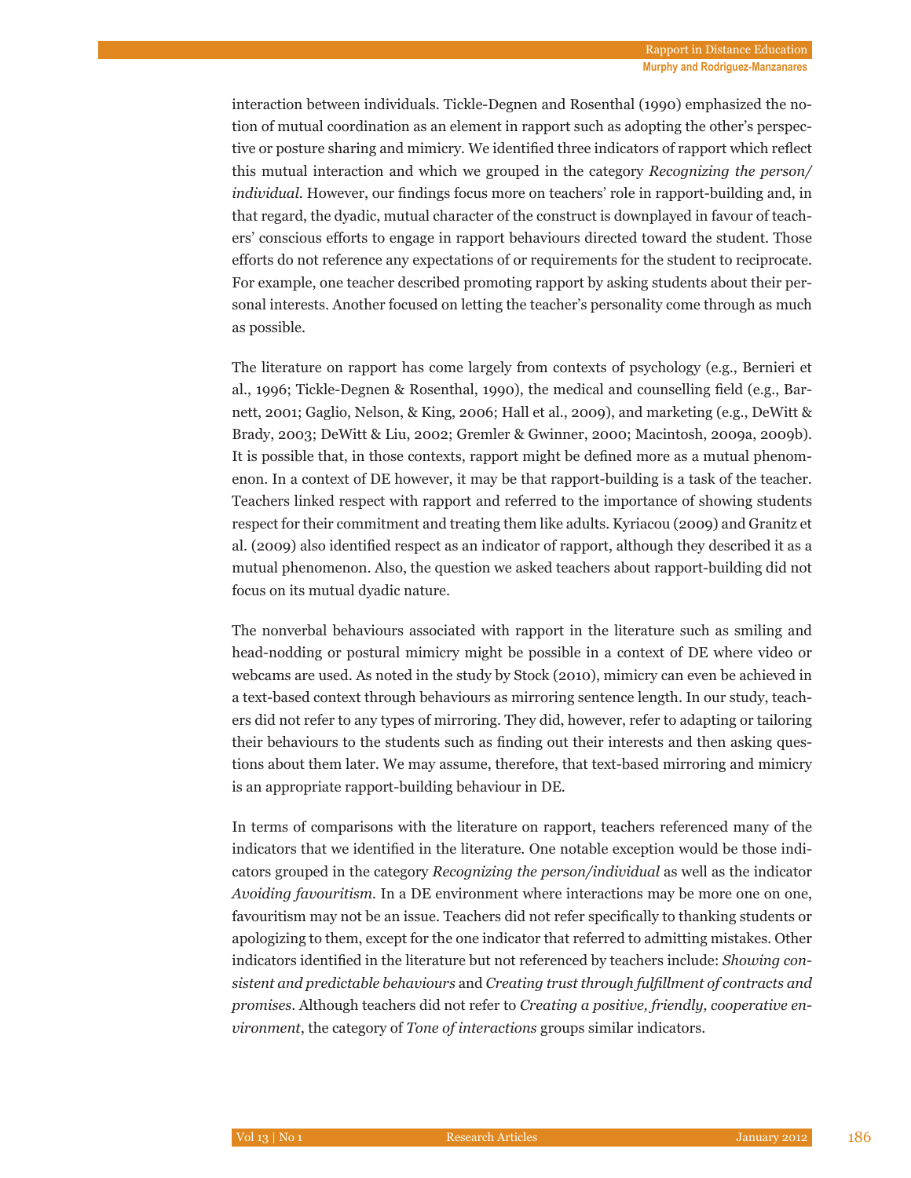interaction between individuals. Tickle-Degnen and Rosenthal (1990) emphasized the notion of mutual coordination as an element in rapport such as adopting the other's perspective or posture sharing and mimicry. We identified three indicators of rapport which reflect this mutual interaction and which we grouped in the category *Recognizing the person/individual*. However, our findings focus more on teachers' role in rapport-building and, in that regard, the dyadic, mutual character of the construct is downplayed in favour of teachers' conscious efforts to engage in rapport behaviours directed toward the student. Those efforts do not reference any expectations of or requirements for the student to reciprocate. For example, one teacher described promoting rapport by asking students about their personal interests. Another focused on letting the teacher's personality come through as much as possible.

The literature on rapport has come largely from contexts of psychology (e.g., Bernieri et al., 1996; Tickle-Degnen & Rosenthal, 1990), the medical and counselling field (e.g., Barnett, 2001; Gaglio, Nelson, & King, 2006; Hall et al., 2009), and marketing (e.g., DeWitt & Brady, 2003; DeWitt & Liu, 2002; Gremler & Gwinner, 2000; Macintosh, 2009a, 2009b). It is possible that, in those contexts, rapport might be defined more as a mutual phenomenon. In a context of DE however, it may be that rapport-building is a task of the teacher. Teachers linked respect with rapport and referred to the importance of showing students respect for their commitment and treating them like adults. Kyriacou (2009) and Granitz et al. (2009) also identified respect as an indicator of rapport, although they described it as a mutual phenomenon. Also, the question we asked teachers about rapport-building did not focus on its mutual dyadic nature.

The nonverbal behaviours associated with rapport in the literature such as smiling and head-nodding or postural mimicry might be possible in a context of DE where video or webcams are used. As noted in the study by Stock (2010), mimicry can even be achieved in a text-based context through behaviours as mirroring sentence length. In our study, teachers did not refer to any types of mirroring. They did, however, refer to adapting or tailoring their behaviours to the students such as finding out their interests and then asking questions about them later. We may assume, therefore, that text-based mirroring and mimicry is an appropriate rapport-building behaviour in DE.

In terms of comparisons with the literature on rapport, teachers referenced many of the indicators that we identified in the literature. One notable exception would be those indicators grouped in the category *Recognizing the person/individual* as well as the indicator *Avoiding favouritism*. In a DE environment where interactions may be more one on one, favouritism may not be an issue. Teachers did not refer specifically to thanking students or apologizing to them, except for the one indicator that referred to admitting mistakes. Other indicators identified in the literature but not referenced by teachers include: *Showing consistent and predictable behaviours* and *Creating trust through fulfillment of contracts and promises*. Although teachers did not refer to *Creating a positive, friendly, cooperative environment*, the category of *Tone of interactions* groups similar indicators.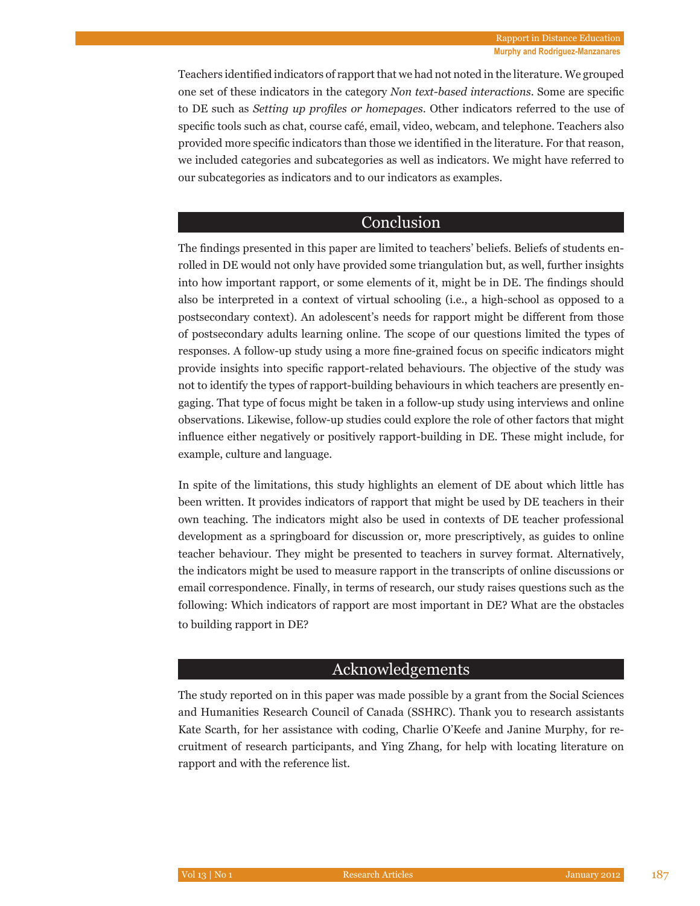Teachers identified indicators of rapport that we had not noted in the literature. We grouped one set of these indicators in the category *Non text-based interactions*. Some are specific to DE such as *Setting up profiles or homepages*. Other indicators referred to the use of specific tools such as chat, course café, email, video, webcam, and telephone. Teachers also provided more specific indicators than those we identified in the literature. For that reason, we included categories and subcategories as well as indicators. We might have referred to our subcategories as indicators and to our indicators as examples.

## Conclusion

The findings presented in this paper are limited to teachers' beliefs. Beliefs of students enrolled in DE would not only have provided some triangulation but, as well, further insights into how important rapport, or some elements of it, might be in DE. The findings should also be interpreted in a context of virtual schooling (i.e., a high-school as opposed to a postsecondary context). An adolescent's needs for rapport might be different from those of postsecondary adults learning online. The scope of our questions limited the types of responses. A follow-up study using a more fine-grained focus on specific indicators might provide insights into specific rapport-related behaviours. The objective of the study was not to identify the types of rapport-building behaviours in which teachers are presently engaging. That type of focus might be taken in a follow-up study using interviews and online observations. Likewise, follow-up studies could explore the role of other factors that might influence either negatively or positively rapport-building in DE. These might include, for example, culture and language.

In spite of the limitations, this study highlights an element of DE about which little has been written. It provides indicators of rapport that might be used by DE teachers in their own teaching. The indicators might also be used in contexts of DE teacher professional development as a springboard for discussion or, more prescriptively, as guides to online teacher behaviour. They might be presented to teachers in survey format. Alternatively, the indicators might be used to measure rapport in the transcripts of online discussions or email correspondence. Finally, in terms of research, our study raises questions such as the following: Which indicators of rapport are most important in DE? What are the obstacles to building rapport in DE?

## Acknowledgements

The study reported on in this paper was made possible by a grant from the Social Sciences and Humanities Research Council of Canada (SSHRC). Thank you to research assistants Kate Scarth, for her assistance with coding, Charlie O'Keefe and Janine Murphy, for recruitment of research participants, and Ying Zhang, for help with locating literature on rapport and with the reference list.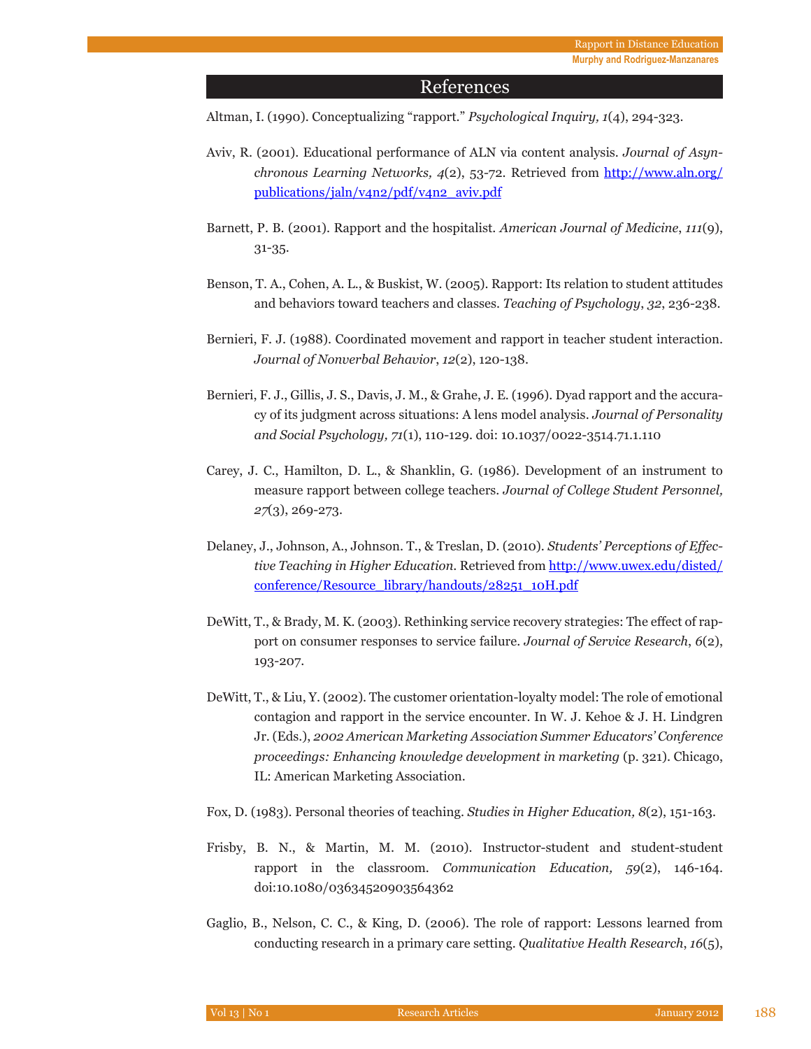## References

Altman, I. (1990). Conceptualizing "rapport." *Psychological Inquiry, 1*(4), 294-323.

Aviv, R. (2001). Educational performance of ALN via content analysis. *Journal of Asynchronous Learning Networks, 4*(2), 53-72. Retrieved from http://www.aln.org/publications/jaln/v4n2/pdf/v4n2_aviv.pdf

Barnett, P. B. (2001). Rapport and the hospitalist. *American Journal of Medicine*, *111*(9), 31-35.

Benson, T. A., Cohen, A. L., & Buskist, W. (2005). Rapport: Its relation to student attitudes and behaviors toward teachers and classes. *Teaching of Psychology*, *32*, 236-238.

Bernieri, F. J. (1988). Coordinated movement and rapport in teacher student interaction. *Journal of Nonverbal Behavior*, *12*(2), 120-138.

Bernieri, F. J., Gillis, J. S., Davis, J. M., & Grahe, J. E. (1996). Dyad rapport and the accuracy of its judgment across situations: A lens model analysis. *Journal of Personality and Social Psychology, 71*(1), 110-129. doi: 10.1037/0022-3514.71.1.110

Carey, J. C., Hamilton, D. L., & Shanklin, G. (1986). Development of an instrument to measure rapport between college teachers. *Journal of College Student Personnel, 27*(3), 269-273.

Delaney, J., Johnson, A., Johnson. T., & Treslan, D. (2010). *Students' Perceptions of Effective Teaching in Higher Education*. Retrieved from http://www.uwex.edu/disted/conference/Resource_library/handouts/28251_10H.pdf

DeWitt, T., & Brady, M. K. (2003). Rethinking service recovery strategies: The effect of rapport on consumer responses to service failure. *Journal of Service Research*, *6*(2), 193-207.

DeWitt, T., & Liu, Y. (2002). The customer orientation-loyalty model: The role of emotional contagion and rapport in the service encounter. In W. J. Kehoe & J. H. Lindgren Jr. (Eds.), *2002 American Marketing Association Summer Educators' Conference proceedings: Enhancing knowledge development in marketing* (p. 321). Chicago, IL: American Marketing Association.

Fox, D. (1983). Personal theories of teaching. *Studies in Higher Education, 8*(2), 151-163.

Frisby, B. N., & Martin, M. M. (2010). Instructor-student and student-student rapport in the classroom. *Communication Education, 59*(2), 146-164. doi:10.1080/03634520903564362

Gaglio, B., Nelson, C. C., & King, D. (2006). The role of rapport: Lessons learned from conducting research in a primary care setting. *Qualitative Health Research*, *16*(5),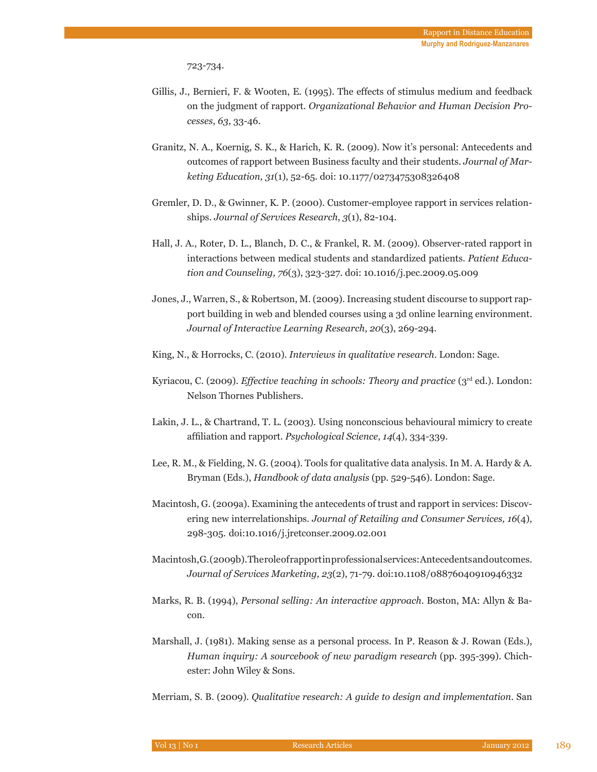723-734.

Gillis, J., Bernieri, F. & Wooten, E. (1995). The effects of stimulus medium and feedback on the judgment of rapport. *Organizational Behavior and Human Decision Processes*, *63*, 33-46.

Granitz, N. A., Koernig, S. K., & Harich, K. R. (2009). Now it's personal: Antecedents and outcomes of rapport between Business faculty and their students. *Journal of Marketing Education, 31*(1), 52-65. doi: 10.1177/0273475308326408

Gremler, D. D., & Gwinner, K. P. (2000). Customer-employee rapport in services relationships. *Journal of Services Research*, *3*(1), 82-104.

Hall, J. A., Roter, D. L., Blanch, D. C., & Frankel, R. M. (2009). Observer-rated rapport in interactions between medical students and standardized patients. *Patient Education and Counseling, 76*(3), 323-327. doi: 10.1016/j.pec.2009.05.009

Jones, J., Warren, S., & Robertson, M. (2009). Increasing student discourse to support rapport building in web and blended courses using a 3d online learning environment. *Journal of Interactive Learning Research*, *20*(3), 269-294.

King, N., & Horrocks, C. (2010). *Interviews in qualitative research*. London: Sage.

Kyriacou, C. (2009). *Effective teaching in schools: Theory and practice* (3rd ed.). London: Nelson Thornes Publishers.

Lakin, J. L., & Chartrand, T. L. (2003). Using nonconscious behavioural mimicry to create affiliation and rapport. *Psychological Science*, *14*(4), 334-339.

Lee, R. M., & Fielding, N. G. (2004). Tools for qualitative data analysis. In M. A. Hardy & A. Bryman (Eds.), *Handbook of data analysis* (pp. 529-546). London: Sage.

Macintosh, G. (2009a). Examining the antecedents of trust and rapport in services: Discovering new interrelationships. *Journal of Retailing and Consumer Services, 16*(4), 298-305. doi:10.1016/j.jretconser.2009.02.001

Macintosh, G. (2009b). The role of rapport in professional services: Antecedents and outcomes. *Journal of Services Marketing, 23*(2), 71-79. doi:10.1108/08876040910946332

Marks, R. B. (1994), *Personal selling: An interactive approach*. Boston, MA: Allyn & Bacon.

Marshall, J. (1981). Making sense as a personal process. In P. Reason & J. Rowan (Eds.), *Human inquiry: A sourcebook of new paradigm research* (pp. 395-399). Chichester: John Wiley & Sons.

Merriam, S. B. (2009). *Qualitative research: A guide to design and implementation*. San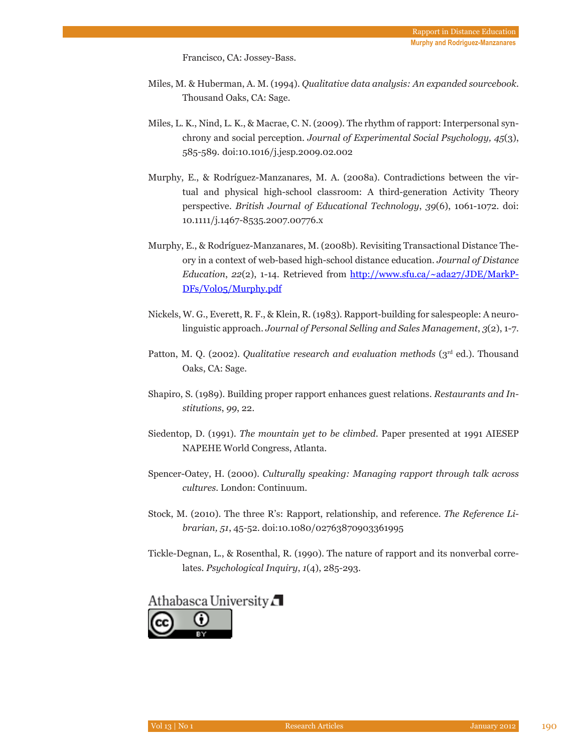Francisco, CA: Jossey-Bass.

Miles, M. & Huberman, A. M. (1994). *Qualitative data analysis: An expanded sourcebook*. Thousand Oaks, CA: Sage.

Miles, L. K., Nind, L. K., & Macrae, C. N. (2009). The rhythm of rapport: Interpersonal synchrony and social perception. *Journal of Experimental Social Psychology, 45*(3), 585-589. doi:10.1016/j.jesp.2009.02.002

Murphy, E., & Rodríguez-Manzanares, M. A. (2008a). Contradictions between the virtual and physical high-school classroom: A third-generation Activity Theory perspective. *British Journal of Educational Technology*, *39*(6), 1061-1072. doi: 10.1111/j.1467-8535.2007.00776.x

Murphy, E., & Rodríguez-Manzanares, M. (2008b). Revisiting Transactional Distance Theory in a context of web-based high-school distance education. *Journal of Distance Education*, *22*(2), 1-14. Retrieved from http://www.sfu.ca/~ada27/JDE/MarkPDFs/Vol05/Murphy.pdf

Nickels, W. G., Everett, R. F., & Klein, R. (1983). Rapport-building for salespeople: A neurolinguistic approach. *Journal of Personal Selling and Sales Management*, *3*(2), 1-7.

Patton, M. Q. (2002). *Qualitative research and evaluation methods* (3rd ed.). Thousand Oaks, CA: Sage.

Shapiro, S. (1989). Building proper rapport enhances guest relations. *Restaurants and Institutions*, *99*, 22.

Siedentop, D. (1991). *The mountain yet to be climbed*. Paper presented at 1991 AIESEP NAPEHE World Congress, Atlanta.

Spencer-Oatey, H. (2000). *Culturally speaking: Managing rapport through talk across cultures*. London: Continuum.

Stock, M. (2010). The three R's: Rapport, relationship, and reference. *The Reference Librarian, 51*, 45-52. doi:10.1080/02763870903361995

Tickle-Degnan, L., & Rosenthal, R. (1990). The nature of rapport and its nonverbal correlates. *Psychological Inquiry*, *1*(4), 285-293.